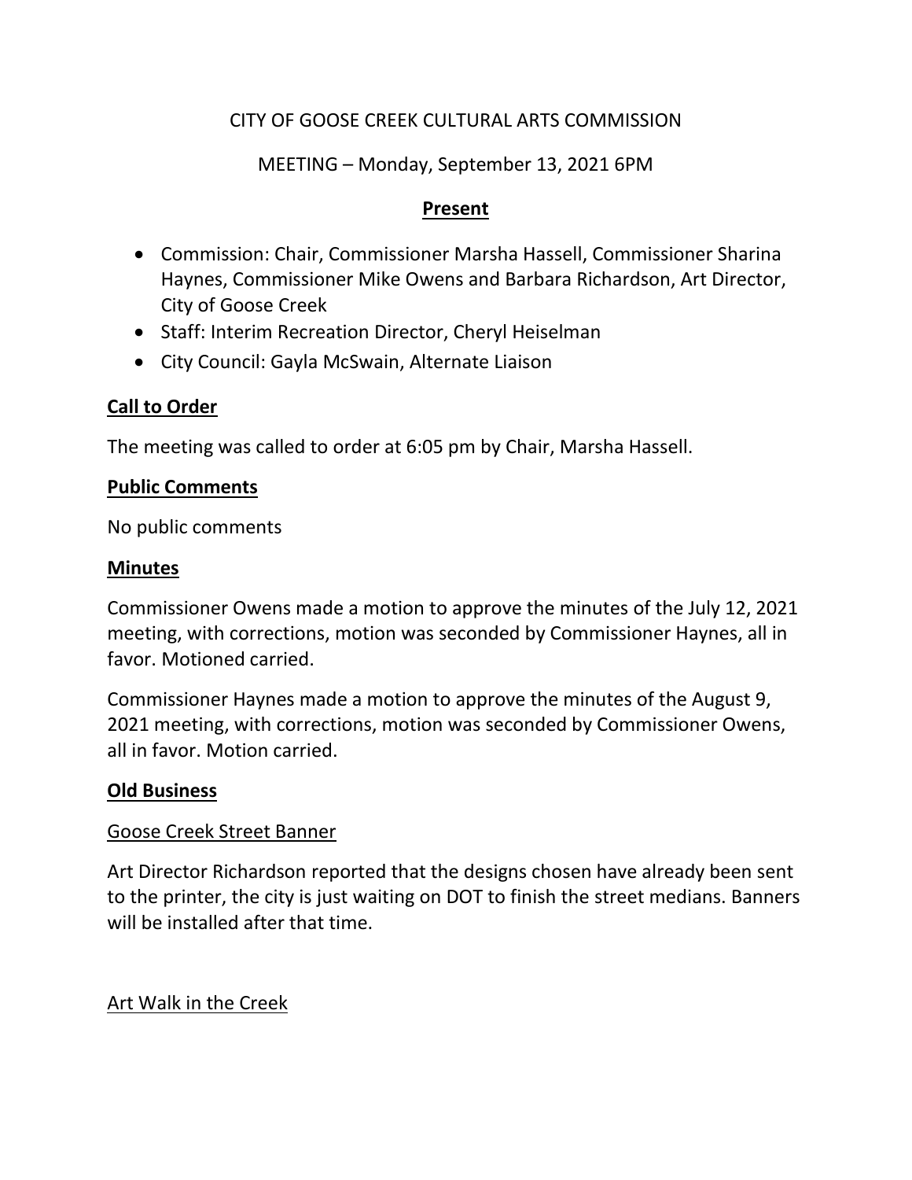CITY OF GOOSE CREEK CULTURAL ARTS COMMISSION

MEETING – Monday, September 13, 2021 6PM

**Present**

- Commission: Chair, Commissioner Marsha Hassell, Commissioner Sharina Haynes, Commissioner Mike Owens and Barbara Richardson, Art Director, City of Goose Creek
- Staff: Interim Recreation Director, Cheryl Heiselman
- City Council: Gayla McSwain, Alternate Liaison

**Call to Order**

The meeting was called to order at 6:05 pm by Chair, Marsha Hassell.

**Public Comments**

No public comments

**Minutes**

Commissioner Owens made a motion to approve the minutes of the July 12, 2021 meeting, with corrections, motion was seconded by Commissioner Haynes, all in favor. Motioned carried.

Commissioner Haynes made a motion to approve the minutes of the August 9, 2021 meeting, with corrections, motion was seconded by Commissioner Owens, all in favor. Motion carried.

**Old Business**

Goose Creek Street Banner

Art Director Richardson reported that the designs chosen have already been sent to the printer, the city is just waiting on DOT to finish the street medians. Banners will be installed after that time.

Art Walk in the Creek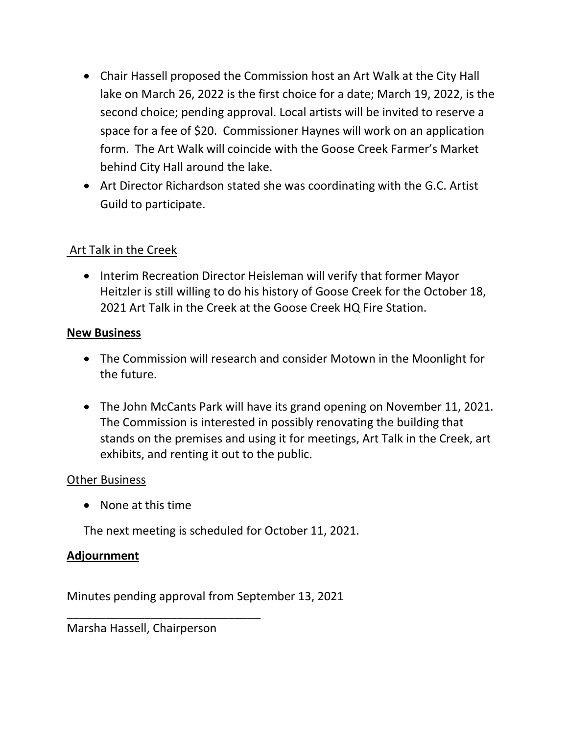- Chair Hassell proposed the Commission host an Art Walk at the City Hall lake on March 26, 2022 is the first choice for a date; March 19, 2022, is the second choice; pending approval. Local artists will be invited to reserve a space for a fee of $20. Commissioner Haynes will work on an application form. The Art Walk will coincide with the Goose Creek Farmer's Market behind City Hall around the lake.
- Art Director Richardson stated she was coordinating with the G.C. Artist Guild to participate.

Art Talk in the Creek

- Interim Recreation Director Heisleman will verify that former Mayor Heitzler is still willing to do his history of Goose Creek for the October 18, 2021 Art Talk in the Creek at the Goose Creek HQ Fire Station.

**New Business**

- The Commission will research and consider Motown in the Moonlight for the future.
- The John McCants Park will have its grand opening on November 11, 2021. The Commission is interested in possibly renovating the building that stands on the premises and using it for meetings, Art Talk in the Creek, art exhibits, and renting it out to the public.

Other Business

- None at this time

The next meeting is scheduled for October 11, 2021.

**Adjournment**

Minutes pending approval from September 13, 2021

_______________________________

Marsha Hassell, Chairperson